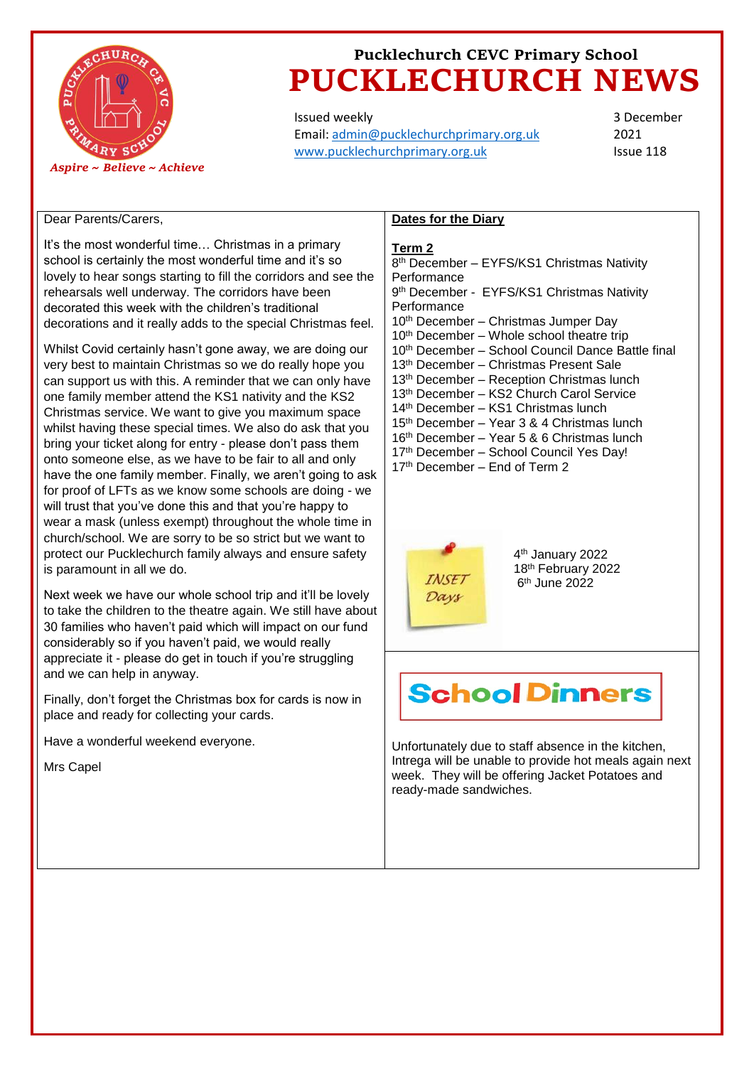# Pucklechurch CEVC Primary School

# PUCKLECHURCH NEWS

*Aspire ~ Believe ~ Achieve*

Issued weekly
Email: admin@pucklechurchprimary.org.uk
www.pucklechurchprimary.org.uk

3 December 2021
Issue 118

Dear Parents/Carers,

It's the most wonderful time… Christmas in a primary school is certainly the most wonderful time and it's so lovely to hear songs starting to fill the corridors and see the rehearsals well underway. The corridors have been decorated this week with the children's traditional decorations and it really adds to the special Christmas feel.

Whilst Covid certainly hasn't gone away, we are doing our very best to maintain Christmas so we do really hope you can support us with this. A reminder that we can only have one family member attend the KS1 nativity and the KS2 Christmas service. We want to give you maximum space whilst having these special times. We also do ask that you bring your ticket along for entry - please don't pass them onto someone else, as we have to be fair to all and only have the one family member. Finally, we aren't going to ask for proof of LFTs as we know some schools are doing - we will trust that you've done this and that you're happy to wear a mask (unless exempt) throughout the whole time in church/school. We are sorry to be so strict but we want to protect our Pucklechurch family always and ensure safety is paramount in all we do.

Next week we have our whole school trip and it'll be lovely to take the children to the theatre again. We still have about 30 families who haven't paid which will impact on our fund considerably so if you haven't paid, we would really appreciate it - please do get in touch if you're struggling and we can help in anyway.

Finally, don't forget the Christmas box for cards is now in place and ready for collecting your cards.

Have a wonderful weekend everyone.

Mrs Capel

**Dates for the Diary**

**Term 2**

8th December – EYFS/KS1 Christmas Nativity Performance
9th December - EYFS/KS1 Christmas Nativity Performance
10th December – Christmas Jumper Day
10th December – Whole school theatre trip
10th December – School Council Dance Battle final
13th December – Christmas Present Sale
13th December – Reception Christmas lunch
13th December – KS2 Church Carol Service
14th December – KS1 Christmas lunch
15th December – Year 3 & 4 Christmas lunch
16th December – Year 5 & 6 Christmas lunch
17th December – School Council Yes Day!
17th December – End of Term 2

INSET Days

4th January 2022
18th February 2022
6th June 2022

## School Dinners

Unfortunately due to staff absence in the kitchen, Intrega will be unable to provide hot meals again next week. They will be offering Jacket Potatoes and ready-made sandwiches.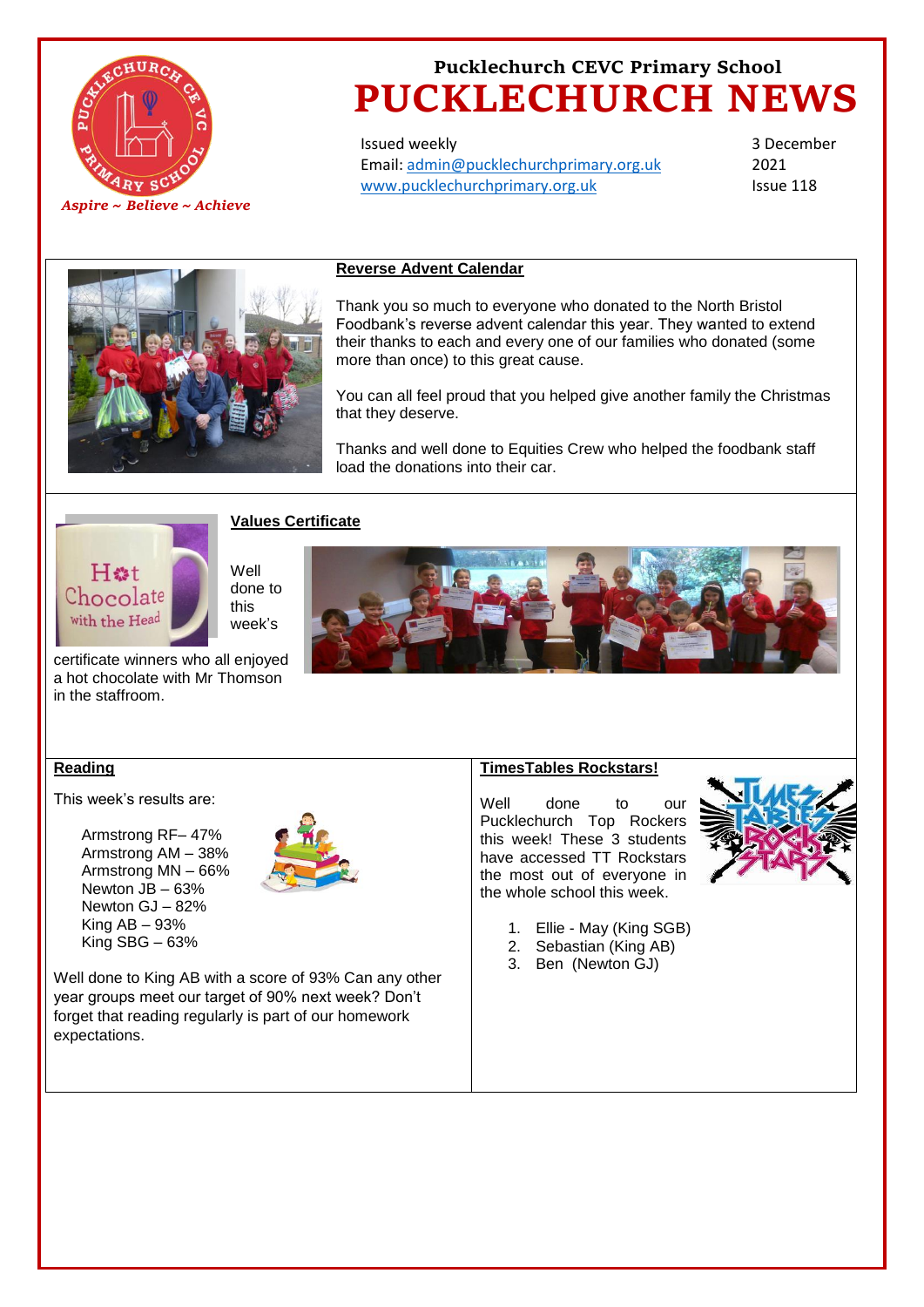# Pucklechurch CEVC Primary School

# PUCKLECHURCH NEWS

*Aspire ~ Believe ~ Achieve*

Issued weekly
Email: admin@pucklechurchprimary.org.uk
www.pucklechurchprimary.org.uk

3 December 2021
Issue 118

## Reverse Advent Calendar

Thank you so much to everyone who donated to the North Bristol Foodbank's reverse advent calendar this year. They wanted to extend their thanks to each and every one of our families who donated (some more than once) to this great cause.

You can all feel proud that you helped give another family the Christmas that they deserve.

Thanks and well done to Equities Crew who helped the foodbank staff load the donations into their car.

## Values Certificate

Well done to this week's certificate winners who all enjoyed a hot chocolate with Mr Thomson in the staffroom.

## Reading

This week's results are:

- Armstrong RF– 47%
- Armstrong AM – 38%
- Armstrong MN – 66%
- Newton JB – 63%
- Newton GJ – 82%
- King AB – 93%
- King SBG – 63%

Well done to King AB with a score of 93% Can any other year groups meet our target of 90% next week? Don't forget that reading regularly is part of our homework expectations.

## TimesTables Rockstars!

Well done to our Pucklechurch Top Rockers this week! These 3 students have accessed TT Rockstars the most out of everyone in the whole school this week.

1. Ellie - May (King SGB)
2. Sebastian (King AB)
3. Ben (Newton GJ)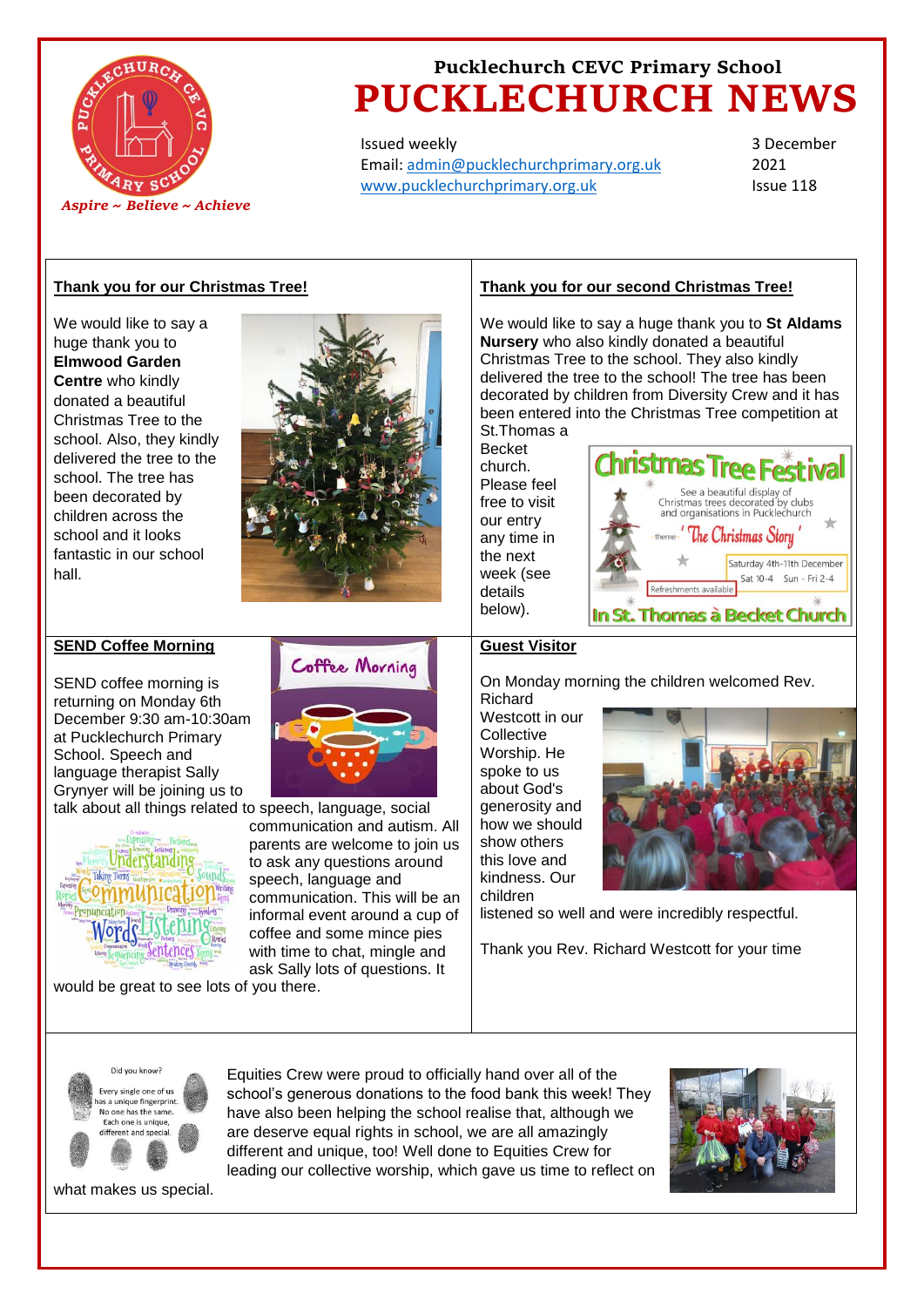# Pucklechurch CEVC Primary School

# PUCKLECHURCH NEWS

*Aspire ~ Believe ~ Achieve*

Issued weekly
Email: admin@pucklechurchprimary.org.uk
www.pucklechurchprimary.org.uk

3 December 2021
Issue 118

## Thank you for our Christmas Tree!

We would like to say a huge thank you to **Elmwood Garden Centre** who kindly donated a beautiful Christmas Tree to the school. Also, they kindly delivered the tree to the school. The tree has been decorated by children across the school and it looks fantastic in our school hall.

## Thank you for our second Christmas Tree!

We would like to say a huge thank you to **St Aldams Nursery** who also kindly donated a beautiful Christmas Tree to the school. They also kindly delivered the tree to the school! The tree has been decorated by children from Diversity Crew and it has been entered into the Christmas Tree competition at St.Thomas a Becket church. Please feel free to visit our entry any time in the next week (see details below).

Christmas Tree Festival
See a beautiful display of Christmas trees decorated by clubs and organisations in Pucklechurch
theme 'The Christmas Story'
Saturday 4th-11th December
Sat 10-4 Sun - Fri 2-4
Refreshments available
In St. Thomas à Becket Church

## SEND Coffee Morning

SEND coffee morning is returning on Monday 6th December 9:30 am-10:30am at Pucklechurch Primary School. Speech and language therapist Sally Grynyer will be joining us to talk about all things related to speech, language, social communication and autism. All parents are welcome to join us to ask any questions around speech, language and communication. This will be an informal event around a cup of coffee and some mince pies with time to chat, mingle and ask Sally lots of questions. It would be great to see lots of you there.

## Guest Visitor

On Monday morning the children welcomed Rev. Richard Westcott in our Collective Worship. He spoke to us about God's generosity and how we should show others this love and kindness. Our children listened so well and were incredibly respectful.

Thank you Rev. Richard Westcott for your time

Did you know?
Every single one of us has a unique fingerprint. No one has the same. Each one is unique, different and special

Equities Crew were proud to officially hand over all of the school's generous donations to the food bank this week! They have also been helping the school realise that, although we are deserve equal rights in school, we are all amazingly different and unique, too! Well done to Equities Crew for leading our collective worship, which gave us time to reflect on what makes us special.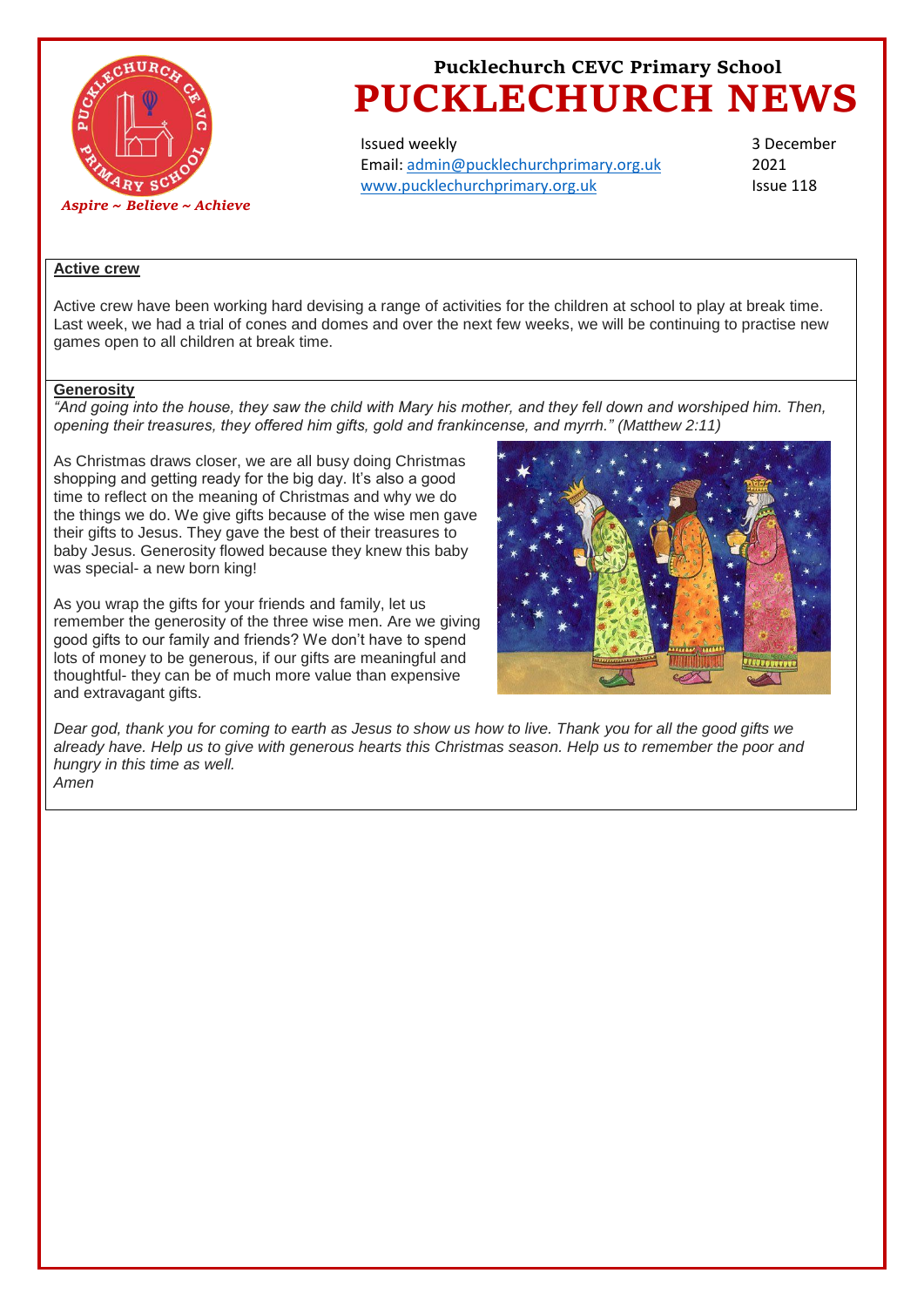Pucklechurch CEVC Primary School

# PUCKLECHURCH NEWS

*Aspire ~ Believe ~ Achieve*

Issued weekly
Email: admin@pucklechurchprimary.org.uk
www.pucklechurchprimary.org.uk

3 December 2021
Issue 118

## Active crew

Active crew have been working hard devising a range of activities for the children at school to play at break time. Last week, we had a trial of cones and domes and over the next few weeks, we will be continuing to practise new games open to all children at break time.

## Generosity

*"And going into the house, they saw the child with Mary his mother, and they fell down and worshiped him. Then, opening their treasures, they offered him gifts, gold and frankincense, and myrrh." (Matthew 2:11)*

As Christmas draws closer, we are all busy doing Christmas shopping and getting ready for the big day. It's also a good time to reflect on the meaning of Christmas and why we do the things we do. We give gifts because of the wise men gave their gifts to Jesus. They gave the best of their treasures to baby Jesus. Generosity flowed because they knew this baby was special- a new born king!

As you wrap the gifts for your friends and family, let us remember the generosity of the three wise men. Are we giving good gifts to our family and friends? We don't have to spend lots of money to be generous, if our gifts are meaningful and thoughtful- they can be of much more value than expensive and extravagant gifts.

*Dear god, thank you for coming to earth as Jesus to show us how to live. Thank you for all the good gifts we already have. Help us to give with generous hearts this Christmas season. Help us to remember the poor and hungry in this time as well.*
*Amen*